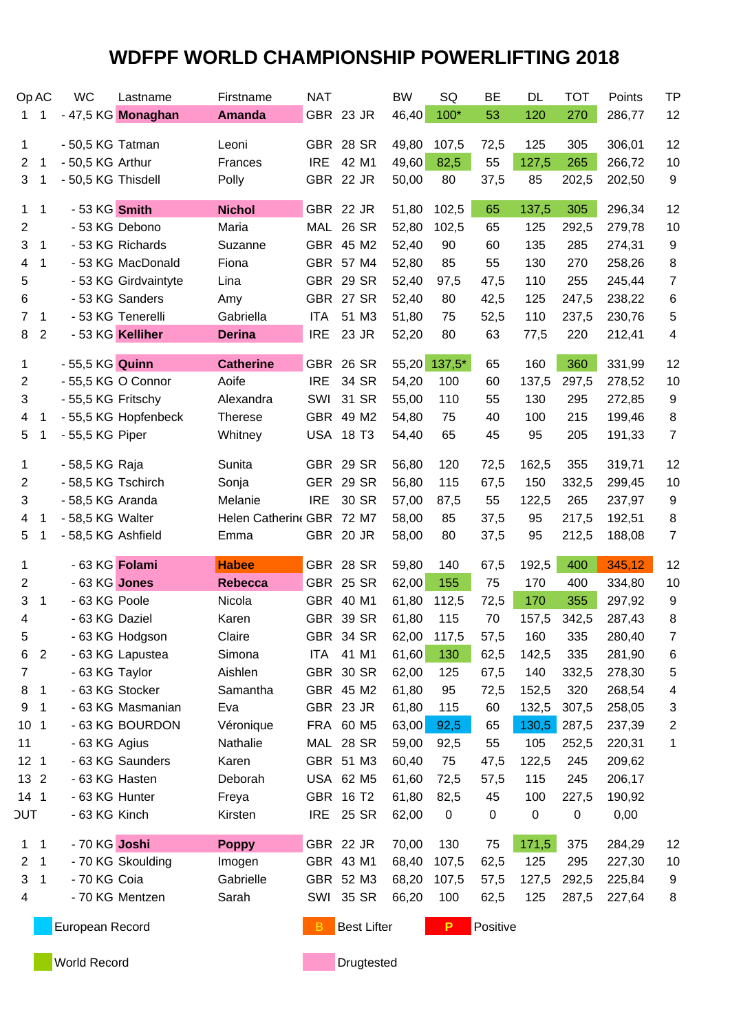# WDFPF WORLD CHAMPIONSHIP POWERLIFTING 2018

| Op | AC | WC | Lastname | Firstname | NAT | | | BW | SQ | BE | DL | TOT | Points | TP |
|---|---|---|---|---|---|---|---|---|---|---|---|---|---|---|
| 1 | 1 | - 47,5 KG | **Monaghan** | **Amanda** | GBR | 23 | JR | 46,40 | 100* | 53 | 120 | 270 | 286,77 | 12 |
| 1 | | - 50,5 KG | Tatman | Leoni | GBR | 28 | SR | 49,80 | 107,5 | 72,5 | 125 | 305 | 306,01 | 12 |
| 2 | 1 | - 50,5 KG | Arthur | Frances | IRE | 42 | M1 | 49,60 | 82,5 | 55 | 127,5 | 265 | 266,72 | 10 |
| 3 | 1 | - 50,5 KG | Thisdell | Polly | GBR | 22 | JR | 50,00 | 80 | 37,5 | 85 | 202,5 | 202,50 | 9 |
| 1 | 1 | - 53 KG | **Smith** | **Nichol** | GBR | 22 | JR | 51,80 | 102,5 | 65 | 137,5 | 305 | 296,34 | 12 |
| 2 | | - 53 KG | Debono | Maria | MAL | 26 | SR | 52,80 | 102,5 | 65 | 125 | 292,5 | 279,78 | 10 |
| 3 | 1 | - 53 KG | Richards | Suzanne | GBR | 45 | M2 | 52,40 | 90 | 60 | 135 | 285 | 274,31 | 9 |
| 4 | 1 | - 53 KG | MacDonald | Fiona | GBR | 57 | M4 | 52,80 | 85 | 55 | 130 | 270 | 258,26 | 8 |
| 5 | | - 53 KG | Girdvaintyte | Lina | GBR | 29 | SR | 52,40 | 97,5 | 47,5 | 110 | 255 | 245,44 | 7 |
| 6 | | - 53 KG | Sanders | Amy | GBR | 27 | SR | 52,40 | 80 | 42,5 | 125 | 247,5 | 238,22 | 6 |
| 7 | 1 | - 53 KG | Tenerelli | Gabriella | ITA | 51 | M3 | 51,80 | 75 | 52,5 | 110 | 237,5 | 230,76 | 5 |
| 8 | 2 | - 53 KG | **Kelliher** | **Derina** | IRE | 23 | JR | 52,20 | 80 | 63 | 77,5 | 220 | 212,41 | 4 |
| 1 | | - 55,5 KG | **Quinn** | **Catherine** | GBR | 26 | SR | 55,20 | 137,5* | 65 | 160 | 360 | 331,99 | 12 |
| 2 | | - 55,5 KG | O Connor | Aoife | IRE | 34 | SR | 54,20 | 100 | 60 | 137,5 | 297,5 | 278,52 | 10 |
| 3 | | - 55,5 KG | Fritschy | Alexandra | SWI | 31 | SR | 55,00 | 110 | 55 | 130 | 295 | 272,85 | 9 |
| 4 | 1 | - 55,5 KG | Hopfenbeck | Therese | GBR | 49 | M2 | 54,80 | 75 | 40 | 100 | 215 | 199,46 | 8 |
| 5 | 1 | - 55,5 KG | Piper | Whitney | USA | 18 | T3 | 54,40 | 65 | 45 | 95 | 205 | 191,33 | 7 |
| 1 | | - 58,5 KG | Raja | Sunita | GBR | 29 | SR | 56,80 | 120 | 72,5 | 162,5 | 355 | 319,71 | 12 |
| 2 | | - 58,5 KG | Tschirch | Sonja | GER | 29 | SR | 56,80 | 115 | 67,5 | 150 | 332,5 | 299,45 | 10 |
| 3 | | - 58,5 KG | Aranda | Melanie | IRE | 30 | SR | 57,00 | 87,5 | 55 | 122,5 | 265 | 237,97 | 9 |
| 4 | 1 | - 58,5 KG | Walter | Helen Catherine | GBR | 72 | M7 | 58,00 | 85 | 37,5 | 95 | 217,5 | 192,51 | 8 |
| 5 | 1 | - 58,5 KG | Ashfield | Emma | GBR | 20 | JR | 58,00 | 80 | 37,5 | 95 | 212,5 | 188,08 | 7 |
| 1 | | - 63 KG | **Folami** | **Habee** | GBR | 28 | SR | 59,80 | 140 | 67,5 | 192,5 | 400 | 345,12 | 12 |
| 2 | | - 63 KG | **Jones** | **Rebecca** | GBR | 25 | SR | 62,00 | 155 | 75 | 170 | 400 | 334,80 | 10 |
| 3 | 1 | - 63 KG | Poole | Nicola | GBR | 40 | M1 | 61,80 | 112,5 | 72,5 | 170 | 355 | 297,92 | 9 |
| 4 | | - 63 KG | Daziel | Karen | GBR | 39 | SR | 61,80 | 115 | 70 | 157,5 | 342,5 | 287,43 | 8 |
| 5 | | - 63 KG | Hodgson | Claire | GBR | 34 | SR | 62,00 | 117,5 | 57,5 | 160 | 335 | 280,40 | 7 |
| 6 | 2 | - 63 KG | Lapustea | Simona | ITA | 41 | M1 | 61,60 | 130 | 62,5 | 142,5 | 335 | 281,90 | 6 |
| 7 | | - 63 KG | Taylor | Aishlen | GBR | 30 | SR | 62,00 | 125 | 67,5 | 140 | 332,5 | 278,30 | 5 |
| 8 | 1 | - 63 KG | Stocker | Samantha | GBR | 45 | M2 | 61,80 | 95 | 72,5 | 152,5 | 320 | 268,54 | 4 |
| 9 | 1 | - 63 KG | Masmanian | Eva | GBR | 23 | JR | 61,80 | 115 | 60 | 132,5 | 307,5 | 258,05 | 3 |
| 10 | 1 | - 63 KG | BOURDON | Véronique | FRA | 60 | M5 | 63,00 | 92,5 | 65 | 130,5 | 287,5 | 237,39 | 2 |
| 11 | | - 63 KG | Agius | Nathalie | MAL | 28 | SR | 59,00 | 92,5 | 55 | 105 | 252,5 | 220,31 | 1 |
| 12 | 1 | - 63 KG | Saunders | Karen | GBR | 51 | M3 | 60,40 | 75 | 47,5 | 122,5 | 245 | 209,62 | |
| 13 | 2 | - 63 KG | Hasten | Deborah | USA | 62 | M5 | 61,60 | 72,5 | 57,5 | 115 | 245 | 206,17 | |
| 14 | 1 | - 63 KG | Hunter | Freya | GBR | 16 | T2 | 61,80 | 82,5 | 45 | 100 | 227,5 | 190,92 | |
| OUT | | - 63 KG | Kinch | Kirsten | IRE | 25 | SR | 62,00 | 0 | 0 | 0 | 0 | 0,00 | |
| 1 | 1 | - 70 KG | **Joshi** | **Poppy** | GBR | 22 | JR | 70,00 | 130 | 75 | 171,5 | 375 | 284,29 | 12 |
| 2 | 1 | - 70 KG | Skoulding | Imogen | GBR | 43 | M1 | 68,40 | 107,5 | 62,5 | 125 | 295 | 227,30 | 10 |
| 3 | 1 | - 70 KG | Coia | Gabrielle | GBR | 52 | M3 | 68,20 | 107,5 | 57,5 | 127,5 | 292,5 | 225,84 | 9 |
| 4 | | - 70 KG | Mentzen | Sarah | SWI | 35 | SR | 66,20 | 100 | 62,5 | 125 | 287,5 | 227,64 | 8 |

European Record | B Best Lifter | P Positive

World Record | Drugtested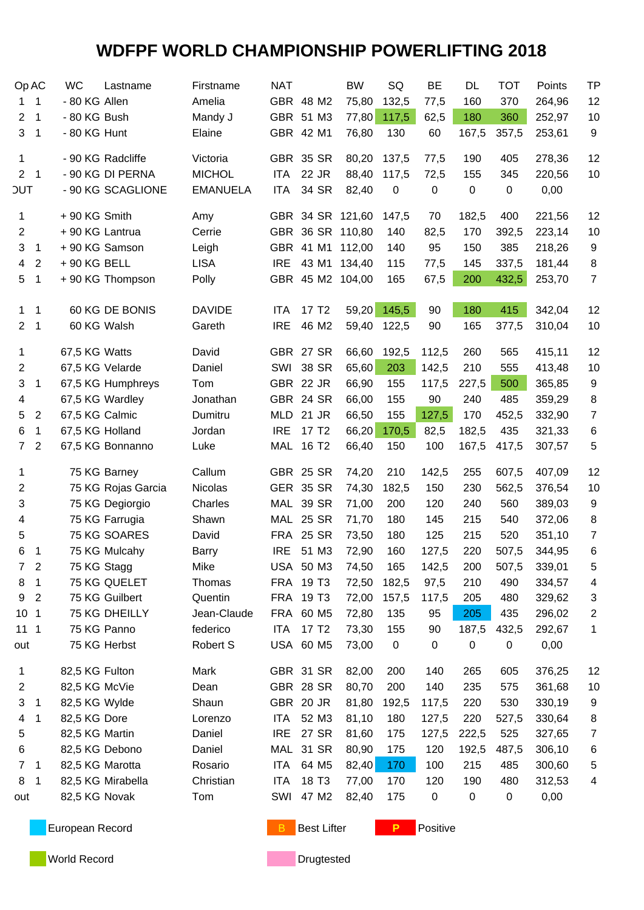# WDFPF WORLD CHAMPIONSHIP POWERLIFTING 2018

| Op | AC | WC | Lastname | Firstname | NAT | | | BW | SQ | BE | DL | TOT | Points | TP |
|---|---|---|---|---|---|---|---|---|---|---|---|---|---|---|
| 1 | 1 | - 80 KG | Allen | Amelia | GBR | 48 | M2 | 75,80 | 132,5 | 77,5 | 160 | 370 | 264,96 | 12 |
| 2 | 1 | - 80 KG | Bush | Mandy J | GBR | 51 | M3 | 77,80 | 117,5 | 62,5 | 180 | 360 | 252,97 | 10 |
| 3 | 1 | - 80 KG | Hunt | Elaine | GBR | 42 | M1 | 76,80 | 130 | 60 | 167,5 | 357,5 | 253,61 | 9 |
| 1 | | - 90 KG | Radcliffe | Victoria | GBR | 35 | SR | 80,20 | 137,5 | 77,5 | 190 | 405 | 278,36 | 12 |
| 2 | 1 | - 90 KG | DI PERNA | MICHOL | ITA | 22 | JR | 88,40 | 117,5 | 72,5 | 155 | 345 | 220,56 | 10 |
| OUT | | - 90 KG | SCAGLIONE | EMANUELA | ITA | 34 | SR | 82,40 | 0 | 0 | 0 | 0 | 0,00 | |
| 1 | | + 90 KG | Smith | Amy | GBR | 34 | SR | 121,60 | 147,5 | 70 | 182,5 | 400 | 221,56 | 12 |
| 2 | | + 90 KG | Lantrua | Cerrie | GBR | 36 | SR | 110,80 | 140 | 82,5 | 170 | 392,5 | 223,14 | 10 |
| 3 | 1 | + 90 KG | Samson | Leigh | GBR | 41 | M1 | 112,00 | 140 | 95 | 150 | 385 | 218,26 | 9 |
| 4 | 2 | + 90 KG | BELL | LISA | IRE | 43 | M1 | 134,40 | 115 | 77,5 | 145 | 337,5 | 181,44 | 8 |
| 5 | 1 | + 90 KG | Thompson | Polly | GBR | 45 | M2 | 104,00 | 165 | 67,5 | 200 | 432,5 | 253,70 | 7 |
| 1 | 1 | 60 KG | DE BONIS | DAVIDE | ITA | 17 | T2 | 59,20 | 145,5 | 90 | 180 | 415 | 342,04 | 12 |
| 2 | 1 | 60 KG | Walsh | Gareth | IRE | 46 | M2 | 59,40 | 122,5 | 90 | 165 | 377,5 | 310,04 | 10 |
| 1 | | 67,5 KG | Watts | David | GBR | 27 | SR | 66,60 | 192,5 | 112,5 | 260 | 565 | 415,11 | 12 |
| 2 | | 67,5 KG | Velarde | Daniel | SWI | 38 | SR | 65,60 | 203 | 142,5 | 210 | 555 | 413,48 | 10 |
| 3 | 1 | 67,5 KG | Humphreys | Tom | GBR | 22 | JR | 66,90 | 155 | 117,5 | 227,5 | 500 | 365,85 | 9 |
| 4 | | 67,5 KG | Wardley | Jonathan | GBR | 24 | SR | 66,00 | 155 | 90 | 240 | 485 | 359,29 | 8 |
| 5 | 2 | 67,5 KG | Calmic | Dumitru | MLD | 21 | JR | 66,50 | 155 | 127,5 | 170 | 452,5 | 332,90 | 7 |
| 6 | 1 | 67,5 KG | Holland | Jordan | IRE | 17 | T2 | 66,20 | 170,5 | 82,5 | 182,5 | 435 | 321,33 | 6 |
| 7 | 2 | 67,5 KG | Bonnanno | Luke | MAL | 16 | T2 | 66,40 | 150 | 100 | 167,5 | 417,5 | 307,57 | 5 |
| 1 | | 75 KG | Barney | Callum | GBR | 25 | SR | 74,20 | 210 | 142,5 | 255 | 607,5 | 407,09 | 12 |
| 2 | | 75 KG | Rojas Garcia | Nicolas | GER | 35 | SR | 74,30 | 182,5 | 150 | 230 | 562,5 | 376,54 | 10 |
| 3 | | 75 KG | Degiorgio | Charles | MAL | 39 | SR | 71,00 | 200 | 120 | 240 | 560 | 389,03 | 9 |
| 4 | | 75 KG | Farrugia | Shawn | MAL | 25 | SR | 71,70 | 180 | 145 | 215 | 540 | 372,06 | 8 |
| 5 | | 75 KG | SOARES | David | FRA | 25 | SR | 73,50 | 180 | 125 | 215 | 520 | 351,10 | 7 |
| 6 | 1 | 75 KG | Mulcahy | Barry | IRE | 51 | M3 | 72,90 | 160 | 127,5 | 220 | 507,5 | 344,95 | 6 |
| 7 | 2 | 75 KG | Stagg | Mike | USA | 50 | M3 | 74,50 | 165 | 142,5 | 200 | 507,5 | 339,01 | 5 |
| 8 | 1 | 75 KG | QUELET | Thomas | FRA | 19 | T3 | 72,50 | 182,5 | 97,5 | 210 | 490 | 334,57 | 4 |
| 9 | 2 | 75 KG | Guilbert | Quentin | FRA | 19 | T3 | 72,00 | 157,5 | 117,5 | 205 | 480 | 329,62 | 3 |
| 10 | 1 | 75 KG | DHEILLY | Jean-Claude | FRA | 60 | M5 | 72,80 | 135 | 95 | 205 | 435 | 296,02 | 2 |
| 11 | 1 | 75 KG | Panno | federico | ITA | 17 | T2 | 73,30 | 155 | 90 | 187,5 | 432,5 | 292,67 | 1 |
| out | | 75 KG | Herbst | Robert S | USA | 60 | M5 | 73,00 | 0 | 0 | 0 | 0 | 0,00 | |
| 1 | | 82,5 KG | Fulton | Mark | GBR | 31 | SR | 82,00 | 200 | 140 | 265 | 605 | 376,25 | 12 |
| 2 | | 82,5 KG | McVie | Dean | GBR | 28 | SR | 80,70 | 200 | 140 | 235 | 575 | 361,68 | 10 |
| 3 | 1 | 82,5 KG | Wylde | Shaun | GBR | 20 | JR | 81,80 | 192,5 | 117,5 | 220 | 530 | 330,19 | 9 |
| 4 | 1 | 82,5 KG | Dore | Lorenzo | ITA | 52 | M3 | 81,10 | 180 | 127,5 | 220 | 527,5 | 330,64 | 8 |
| 5 | | 82,5 KG | Martin | Daniel | IRE | 27 | SR | 81,60 | 175 | 127,5 | 222,5 | 525 | 327,65 | 7 |
| 6 | | 82,5 KG | Debono | Daniel | MAL | 31 | SR | 80,90 | 175 | 120 | 192,5 | 487,5 | 306,10 | 6 |
| 7 | 1 | 82,5 KG | Marotta | Rosario | ITA | 64 | M5 | 82,40 | 170 | 100 | 215 | 485 | 300,60 | 5 |
| 8 | 1 | 82,5 KG | Mirabella | Christian | ITA | 18 | T3 | 77,00 | 170 | 120 | 190 | 480 | 312,53 | 4 |
| out | | 82,5 KG | Novak | Tom | SWI | 47 | M2 | 82,40 | 175 | 0 | 0 | 0 | 0,00 | |

European Record | B Best Lifter | P Positive

World Record | Drugtested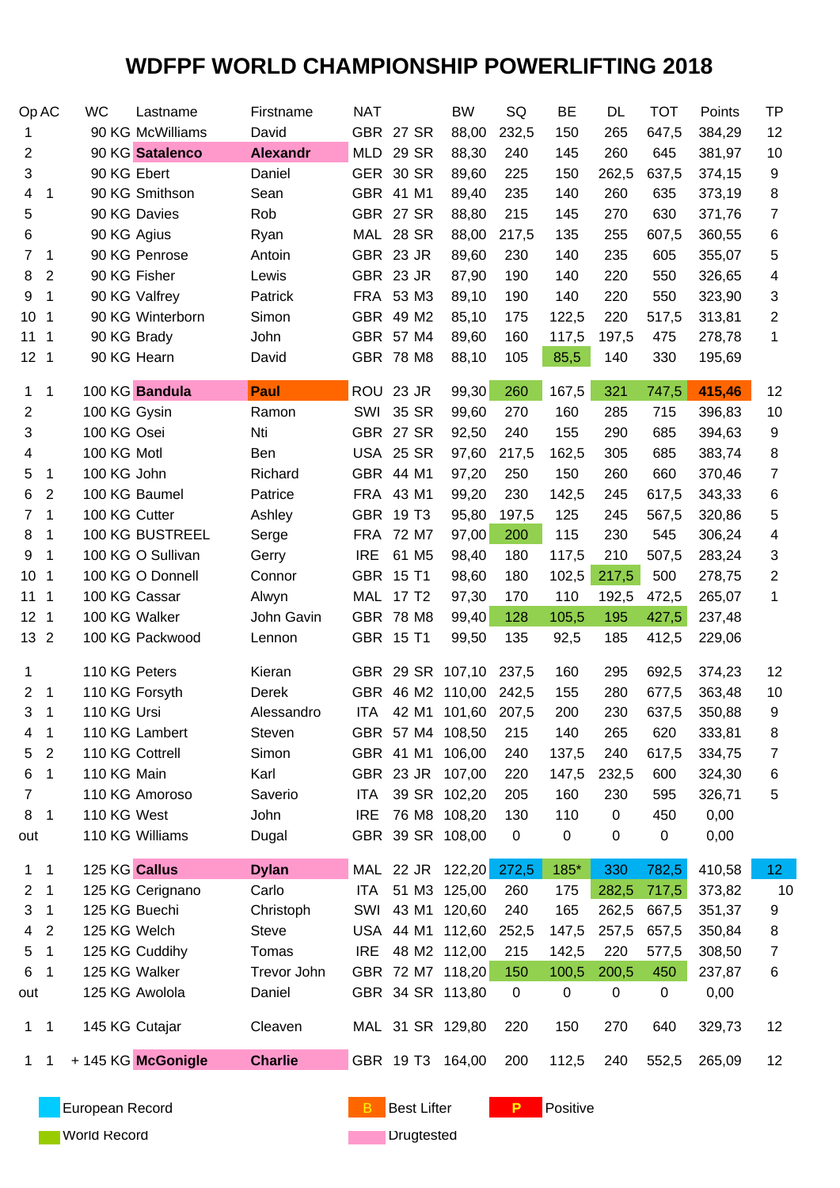# WDFPF WORLD CHAMPIONSHIP POWERLIFTING 2018

| Op | AC | WC | Lastname | Firstname | NAT | | | BW | SQ | BE | DL | TOT | Points | TP |
|---|---|---|---|---|---|---|---|---|---|---|---|---|---|---|
| 1 | | 90 KG | McWilliams | David | GBR | 27 | SR | 88,00 | 232,5 | 150 | 265 | 647,5 | 384,29 | 12 |
| 2 | | 90 KG | **Satalenco** | **Alexandr** | MLD | 29 | SR | 88,30 | 240 | 145 | 260 | 645 | 381,97 | 10 |
| 3 | | 90 KG | Ebert | Daniel | GER | 30 | SR | 89,60 | 225 | 150 | 262,5 | 637,5 | 374,15 | 9 |
| 4 | 1 | 90 KG | Smithson | Sean | GBR | 41 | M1 | 89,40 | 235 | 140 | 260 | 635 | 373,19 | 8 |
| 5 | | 90 KG | Davies | Rob | GBR | 27 | SR | 88,80 | 215 | 145 | 270 | 630 | 371,76 | 7 |
| 6 | | 90 KG | Agius | Ryan | MAL | 28 | SR | 88,00 | 217,5 | 135 | 255 | 607,5 | 360,55 | 6 |
| 7 | 1 | 90 KG | Penrose | Antoin | GBR | 23 | JR | 89,60 | 230 | 140 | 235 | 605 | 355,07 | 5 |
| 8 | 2 | 90 KG | Fisher | Lewis | GBR | 23 | JR | 87,90 | 190 | 140 | 220 | 550 | 326,65 | 4 |
| 9 | 1 | 90 KG | Valfrey | Patrick | FRA | 53 | M3 | 89,10 | 190 | 140 | 220 | 550 | 323,90 | 3 |
| 10 | 1 | 90 KG | Winterborn | Simon | GBR | 49 | M2 | 85,10 | 175 | 122,5 | 220 | 517,5 | 313,81 | 2 |
| 11 | 1 | 90 KG | Brady | John | GBR | 57 | M4 | 89,60 | 160 | 117,5 | 197,5 | 475 | 278,78 | 1 |
| 12 | 1 | 90 KG | Hearn | David | GBR | 78 | M8 | 88,10 | 105 | 85,5 | 140 | 330 | 195,69 | |
| 1 | 1 | 100 KG | **Bandula** | **Paul** | ROU | 23 | JR | 99,30 | 260 | 167,5 | 321 | 747,5 | **415,46** | 12 |
| 2 | | 100 KG | Gysin | Ramon | SWI | 35 | SR | 99,60 | 270 | 160 | 285 | 715 | 396,83 | 10 |
| 3 | | 100 KG | Osei | Nti | GBR | 27 | SR | 92,50 | 240 | 155 | 290 | 685 | 394,63 | 9 |
| 4 | | 100 KG | Motl | Ben | USA | 25 | SR | 97,60 | 217,5 | 162,5 | 305 | 685 | 383,74 | 8 |
| 5 | 1 | 100 KG | John | Richard | GBR | 44 | M1 | 97,20 | 250 | 150 | 260 | 660 | 370,46 | 7 |
| 6 | 2 | 100 KG | Baumel | Patrice | FRA | 43 | M1 | 99,20 | 230 | 142,5 | 245 | 617,5 | 343,33 | 6 |
| 7 | 1 | 100 KG | Cutter | Ashley | GBR | 19 | T3 | 95,80 | 197,5 | 125 | 245 | 567,5 | 320,86 | 5 |
| 8 | 1 | 100 KG | BUSTREEL | Serge | FRA | 72 | M7 | 97,00 | 200 | 115 | 230 | 545 | 306,24 | 4 |
| 9 | 1 | 100 KG | O Sullivan | Gerry | IRE | 61 | M5 | 98,40 | 180 | 117,5 | 210 | 507,5 | 283,24 | 3 |
| 10 | 1 | 100 KG | O Donnell | Connor | GBR | 15 | T1 | 98,60 | 180 | 102,5 | 217,5 | 500 | 278,75 | 2 |
| 11 | 1 | 100 KG | Cassar | Alwyn | MAL | 17 | T2 | 97,30 | 170 | 110 | 192,5 | 472,5 | 265,07 | 1 |
| 12 | 1 | 100 KG | Walker | John Gavin | GBR | 78 | M8 | 99,40 | 128 | 105,5 | 195 | 427,5 | 237,48 | |
| 13 | 2 | 100 KG | Packwood | Lennon | GBR | 15 | T1 | 99,50 | 135 | 92,5 | 185 | 412,5 | 229,06 | |
| 1 | | 110 KG | Peters | Kieran | GBR | 29 | SR | 107,10 | 237,5 | 160 | 295 | 692,5 | 374,23 | 12 |
| 2 | 1 | 110 KG | Forsyth | Derek | GBR | 46 | M2 | 110,00 | 242,5 | 155 | 280 | 677,5 | 363,48 | 10 |
| 3 | 1 | 110 KG | Ursi | Alessandro | ITA | 42 | M1 | 101,60 | 207,5 | 200 | 230 | 637,5 | 350,88 | 9 |
| 4 | 1 | 110 KG | Lambert | Steven | GBR | 57 | M4 | 108,50 | 215 | 140 | 265 | 620 | 333,81 | 8 |
| 5 | 2 | 110 KG | Cottrell | Simon | GBR | 41 | M1 | 106,00 | 240 | 137,5 | 240 | 617,5 | 334,75 | 7 |
| 6 | 1 | 110 KG | Main | Karl | GBR | 23 | JR | 107,00 | 220 | 147,5 | 232,5 | 600 | 324,30 | 6 |
| 7 | | 110 KG | Amoroso | Saverio | ITA | 39 | SR | 102,20 | 205 | 160 | 230 | 595 | 326,71 | 5 |
| 8 | 1 | 110 KG | West | John | IRE | 76 | M8 | 108,20 | 130 | 110 | 0 | 450 | 0,00 | |
| out | | 110 KG | Williams | Dugal | GBR | 39 | SR | 108,00 | 0 | 0 | 0 | 0 | 0,00 | |
| 1 | 1 | 125 KG | **Callus** | **Dylan** | MAL | 22 | JR | 122,20 | 272,5 | 185* | 330 | 782,5 | 410,58 | 12 |
| 2 | 1 | 125 KG | Cerignano | Carlo | ITA | 51 | M3 | 125,00 | 260 | 175 | 282,5 | 717,5 | 373,82 | 10 |
| 3 | 1 | 125 KG | Buechi | Christoph | SWI | 43 | M1 | 120,60 | 240 | 165 | 262,5 | 667,5 | 351,37 | 9 |
| 4 | 2 | 125 KG | Welch | Steve | USA | 44 | M1 | 112,60 | 252,5 | 147,5 | 257,5 | 657,5 | 350,84 | 8 |
| 5 | 1 | 125 KG | Cuddihy | Tomas | IRE | 48 | M2 | 112,00 | 215 | 142,5 | 220 | 577,5 | 308,50 | 7 |
| 6 | 1 | 125 KG | Walker | Trevor John | GBR | 72 | M7 | 118,20 | 150 | 100,5 | 200,5 | 450 | 237,87 | 6 |
| out | | 125 KG | Awolola | Daniel | GBR | 34 | SR | 113,80 | 0 | 0 | 0 | 0 | 0,00 | |
| 1 | 1 | 145 KG | Cutajar | Cleaven | MAL | 31 | SR | 129,80 | 220 | 150 | 270 | 640 | 329,73 | 12 |
| 1 | 1 | + 145 KG | **McGonigle** | **Charlie** | GBR | 19 | T3 | 164,00 | 200 | 112,5 | 240 | 552,5 | 265,09 | 12 |

European Record | B Best Lifter | P Positive

World Record | Drugtested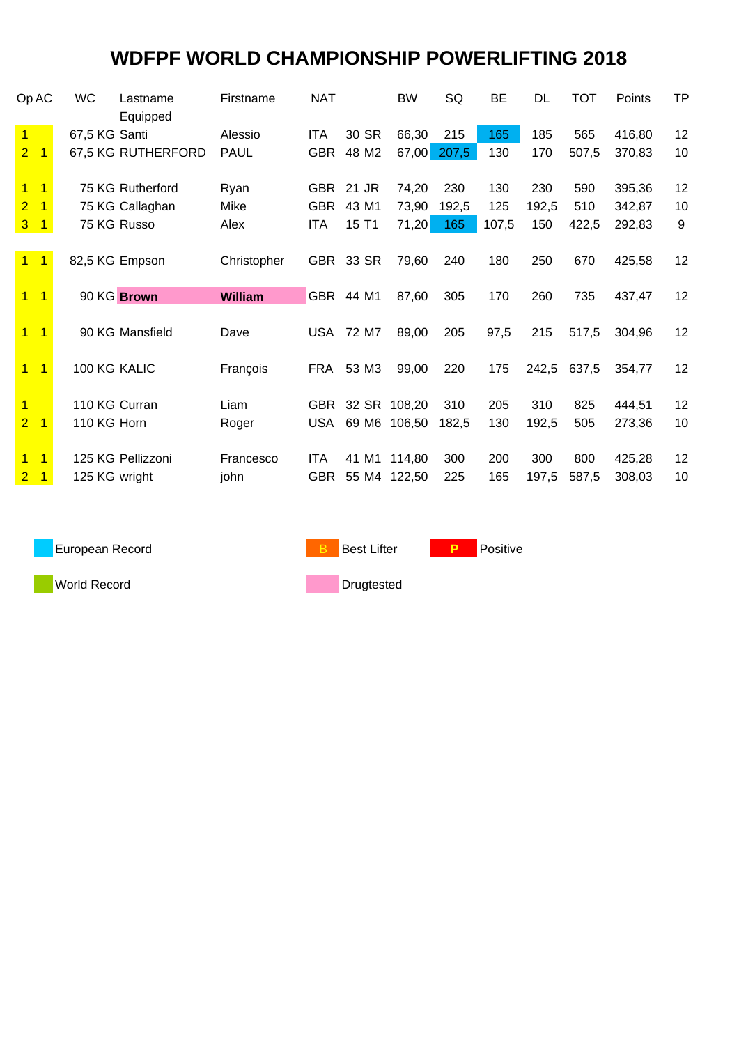# WDFPF WORLD CHAMPIONSHIP POWERLIFTING 2018

| Op | AC | WC | Lastname | Firstname | NAT | | | BW | SQ | BE | DL | TOT | Points | TP |
|---|---|---|---|---|---|---|---|---|---|---|---|---|---|---|
| | | | Equipped | | | | | | | | | | | |
| 1 | | 67,5 KG | Santi | Alessio | ITA | 30 | SR | 66,30 | 215 | 165 | 185 | 565 | 416,80 | 12 |
| 2 | 1 | 67,5 KG | RUTHERFORD | PAUL | GBR | 48 | M2 | 67,00 | 207,5 | 130 | 170 | 507,5 | 370,83 | 10 |
| 1 | 1 | 75 KG | Rutherford | Ryan | GBR | 21 | JR | 74,20 | 230 | 130 | 230 | 590 | 395,36 | 12 |
| 2 | 1 | 75 KG | Callaghan | Mike | GBR | 43 | M1 | 73,90 | 192,5 | 125 | 192,5 | 510 | 342,87 | 10 |
| 3 | 1 | 75 KG | Russo | Alex | ITA | 15 | T1 | 71,20 | 165 | 107,5 | 150 | 422,5 | 292,83 | 9 |
| 1 | 1 | 82,5 KG | Empson | Christopher | GBR | 33 | SR | 79,60 | 240 | 180 | 250 | 670 | 425,58 | 12 |
| 1 | 1 | 90 KG | **Brown** | **William** | GBR | 44 | M1 | 87,60 | 305 | 170 | 260 | 735 | 437,47 | 12 |
| 1 | 1 | 90 KG | Mansfield | Dave | USA | 72 | M7 | 89,00 | 205 | 97,5 | 215 | 517,5 | 304,96 | 12 |
| 1 | 1 | 100 KG | KALIC | François | FRA | 53 | M3 | 99,00 | 220 | 175 | 242,5 | 637,5 | 354,77 | 12 |
| 1 | | 110 KG | Curran | Liam | GBR | 32 | SR | 108,20 | 310 | 205 | 310 | 825 | 444,51 | 12 |
| 2 | 1 | 110 KG | Horn | Roger | USA | 69 | M6 | 106,50 | 182,5 | 130 | 192,5 | 505 | 273,36 | 10 |
| 1 | 1 | 125 KG | Pellizzoni | Francesco | ITA | 41 | M1 | 114,80 | 300 | 200 | 300 | 800 | 425,28 | 12 |
| 2 | 1 | 125 KG | wright | john | GBR | 55 | M4 | 122,50 | 225 | 165 | 197,5 | 587,5 | 308,03 | 10 |

European Record

World Record

B Best Lifter

Drugtested

P Positive